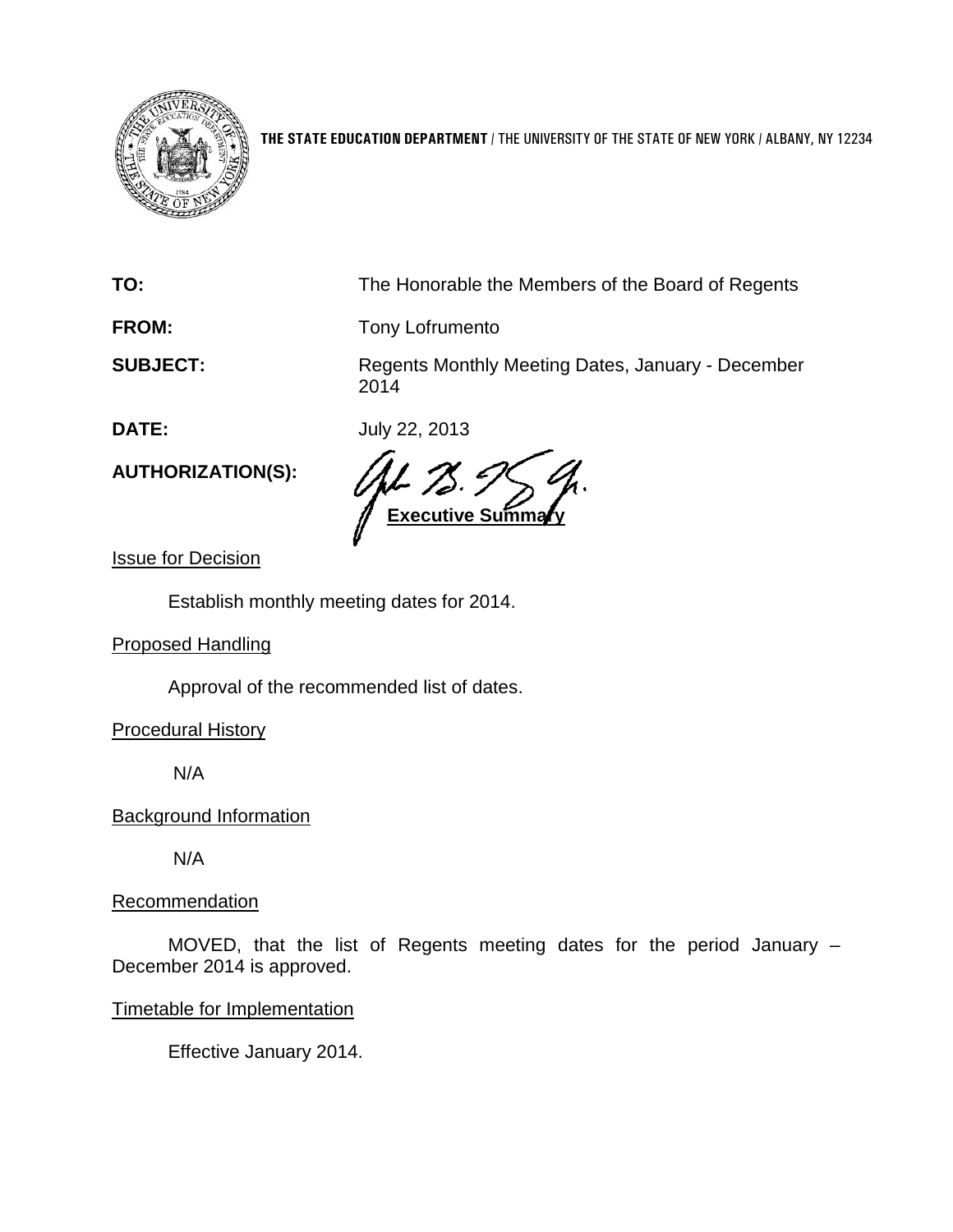**THE STATE EDUCATION DEPARTMENT** / THE UNIVERSITY OF THE STATE OF NEW YORK / ALBANY, NY 12234

**TO:** The Honorable the Members of the Board of Regents

**FROM:** Tony Lofrumento

**SUBJECT:** Regents Monthly Meeting Dates, January - December 2014

**DATE:** July 22, 2013

**AUTHORIZATION(S):**

## Executive Summary

Issue for Decision

Establish monthly meeting dates for 2014.

Proposed Handling

Approval of the recommended list of dates.

Procedural History

N/A

Background Information

N/A

Recommendation

MOVED, that the list of Regents meeting dates for the period January – December 2014 is approved.

Timetable for Implementation

Effective January 2014.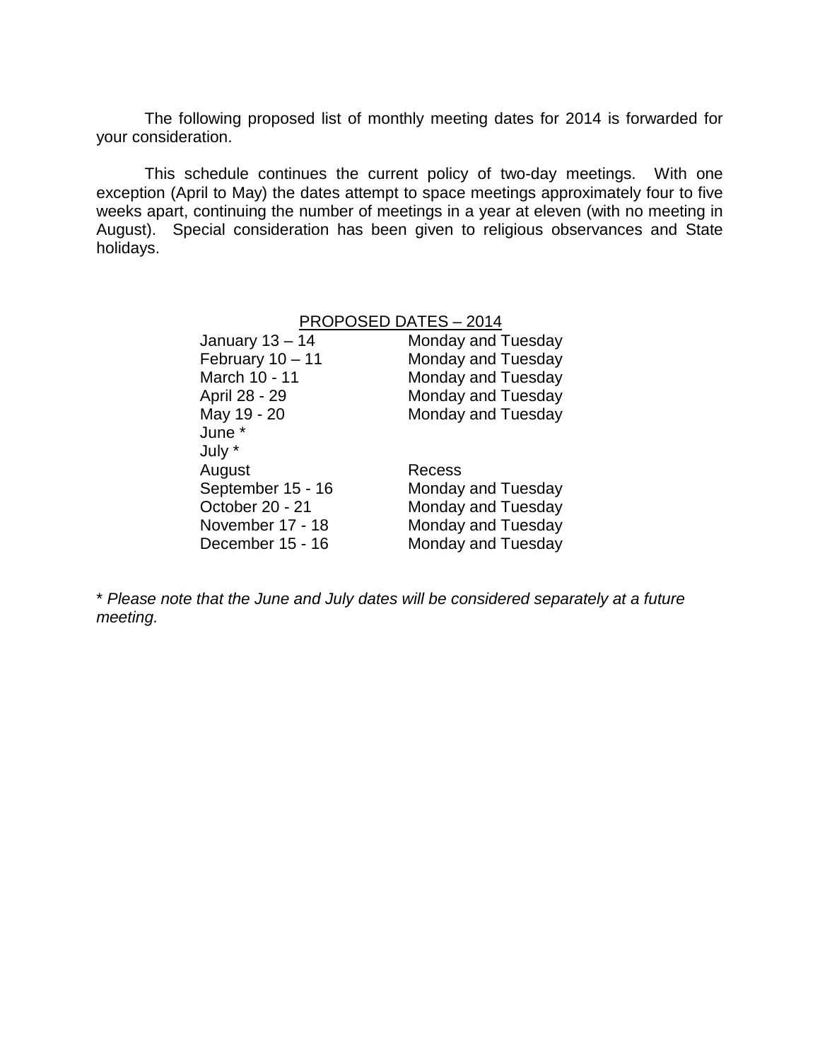The following proposed list of monthly meeting dates for 2014 is forwarded for your consideration.

This schedule continues the current policy of two-day meetings. With one exception (April to May) the dates attempt to space meetings approximately four to five weeks apart, continuing the number of meetings in a year at eleven (with no meeting in August). Special consideration has been given to religious observances and State holidays.

<u>PROPOSED DATES – 2014</u>

| | |
|---|---|
| January 13 – 14 | Monday and Tuesday |
| February 10 – 11 | Monday and Tuesday |
| March 10 - 11 | Monday and Tuesday |
| April 28 - 29 | Monday and Tuesday |
| May 19 - 20 | Monday and Tuesday |
| June * | |
| July * | |
| August | Recess |
| September 15 - 16 | Monday and Tuesday |
| October 20 - 21 | Monday and Tuesday |
| November 17 - 18 | Monday and Tuesday |
| December 15 - 16 | Monday and Tuesday |

* *Please note that the June and July dates will be considered separately at a future meeting.*